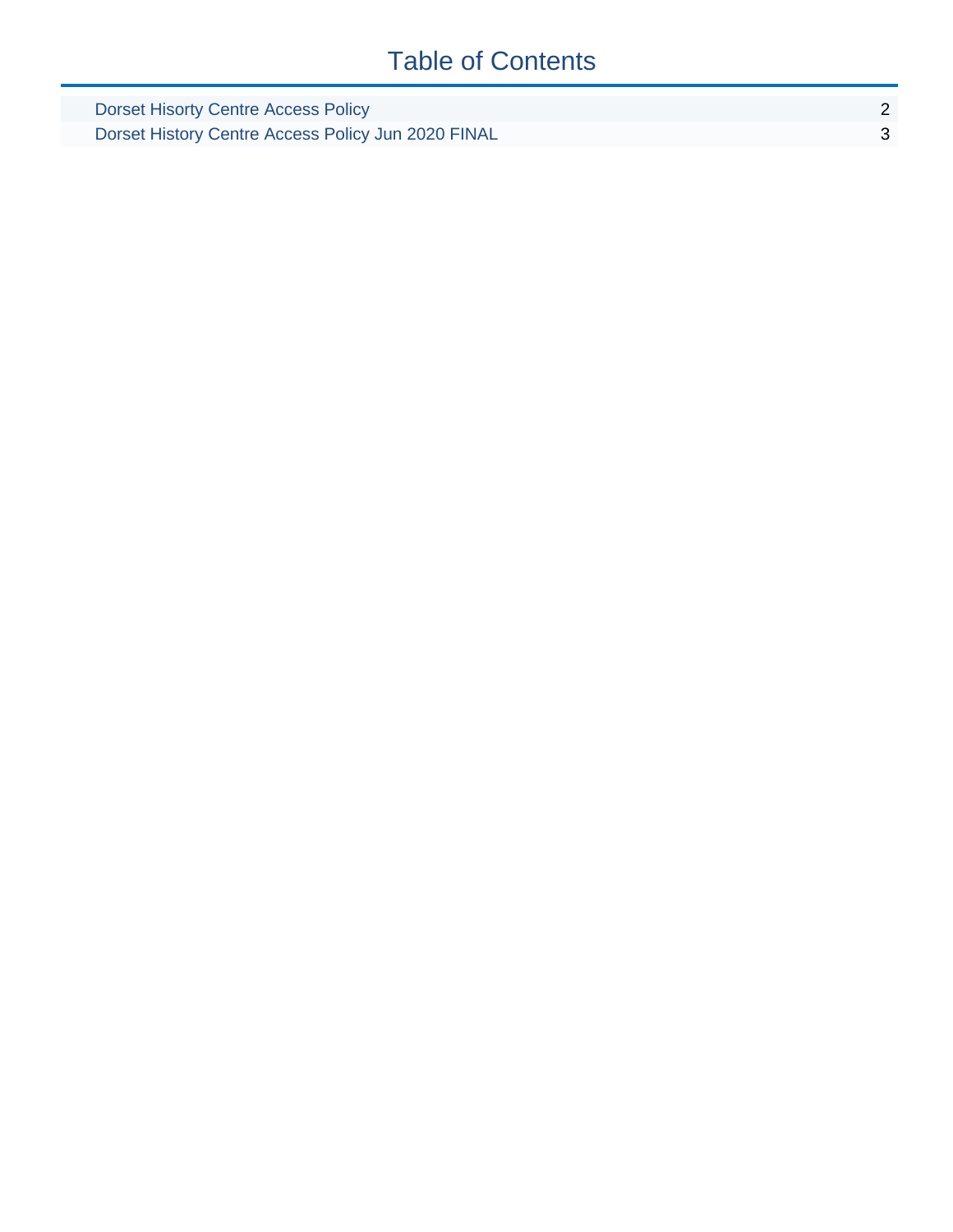# Table of Contents

| | |
|---|---|
| Dorset Hisorty Centre Access Policy | 2 |
| Dorset History Centre Access Policy Jun 2020 FINAL | 3 |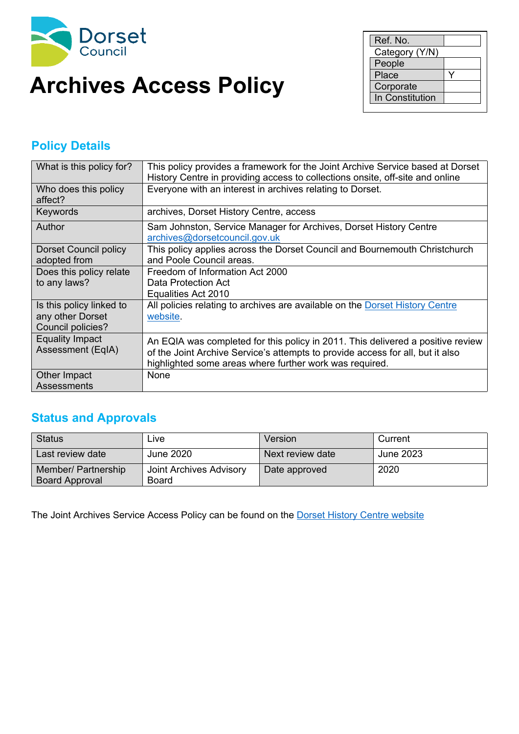Dorset Council

# Archives Access Policy

| Ref. No. | |
|---|---|
| Category (Y/N) | |
| People | |
| Place | Y |
| Corporate | |
| In Constitution | |

## Policy Details

| | |
|---|---|
| What is this policy for? | This policy provides a framework for the Joint Archive Service based at Dorset History Centre in providing access to collections onsite, off-site and online |
| Who does this policy affect? | Everyone with an interest in archives relating to Dorset. |
| Keywords | archives, Dorset History Centre, access |
| Author | Sam Johnston, Service Manager for Archives, Dorset History Centre archives@dorsetcouncil.gov.uk |
| Dorset Council policy adopted from | This policy applies across the Dorset Council and Bournemouth Christchurch and Poole Council areas. |
| Does this policy relate to any laws? | Freedom of Information Act 2000<br>Data Protection Act<br>Equalities Act 2010 |
| Is this policy linked to any other Dorset Council policies? | All policies relating to archives are available on the Dorset History Centre website. |
| Equality Impact Assessment (EqIA) | An EQIA was completed for this policy in 2011. This delivered a positive review of the Joint Archive Service's attempts to provide access for all, but it also highlighted some areas where further work was required. |
| Other Impact Assessments | None |

## Status and Approvals

| | | | |
|---|---|---|---|
| Status | Live | Version | Current |
| Last review date | June 2020 | Next review date | June 2023 |
| Member/ Partnership Board Approval | Joint Archives Advisory Board | Date approved | 2020 |

The Joint Archives Service Access Policy can be found on the Dorset History Centre website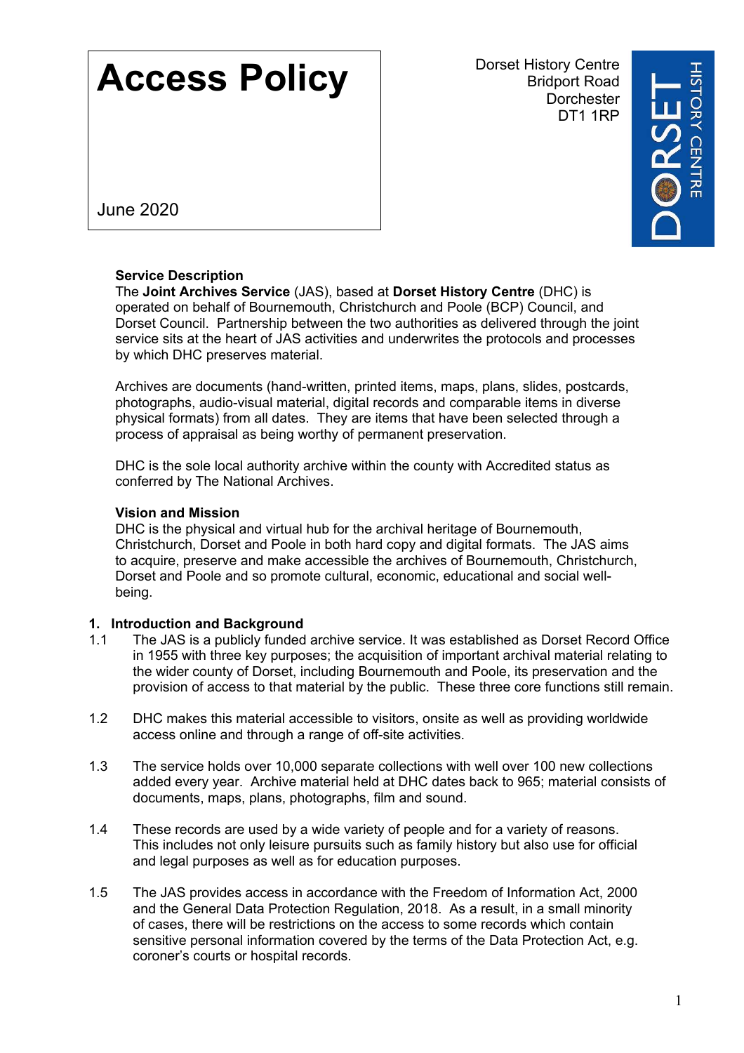# Access Policy

June 2020

Dorset History Centre
Bridport Road
Dorchester
DT1 1RP

DORSET HISTORY CENTRE

**Service Description**

The **Joint Archives Service** (JAS), based at **Dorset History Centre** (DHC) is operated on behalf of Bournemouth, Christchurch and Poole (BCP) Council, and Dorset Council. Partnership between the two authorities as delivered through the joint service sits at the heart of JAS activities and underwrites the protocols and processes by which DHC preserves material.

Archives are documents (hand-written, printed items, maps, plans, slides, postcards, photographs, audio-visual material, digital records and comparable items in diverse physical formats) from all dates. They are items that have been selected through a process of appraisal as being worthy of permanent preservation.

DHC is the sole local authority archive within the county with Accredited status as conferred by The National Archives.

**Vision and Mission**

DHC is the physical and virtual hub for the archival heritage of Bournemouth, Christchurch, Dorset and Poole in both hard copy and digital formats. The JAS aims to acquire, preserve and make accessible the archives of Bournemouth, Christchurch, Dorset and Poole and so promote cultural, economic, educational and social well-being.

## 1. Introduction and Background

1.1 The JAS is a publicly funded archive service. It was established as Dorset Record Office in 1955 with three key purposes; the acquisition of important archival material relating to the wider county of Dorset, including Bournemouth and Poole, its preservation and the provision of access to that material by the public. These three core functions still remain.

1.2 DHC makes this material accessible to visitors, onsite as well as providing worldwide access online and through a range of off-site activities.

1.3 The service holds over 10,000 separate collections with well over 100 new collections added every year. Archive material held at DHC dates back to 965; material consists of documents, maps, plans, photographs, film and sound.

1.4 These records are used by a wide variety of people and for a variety of reasons. This includes not only leisure pursuits such as family history but also use for official and legal purposes as well as for education purposes.

1.5 The JAS provides access in accordance with the Freedom of Information Act, 2000 and the General Data Protection Regulation, 2018. As a result, in a small minority of cases, there will be restrictions on the access to some records which contain sensitive personal information covered by the terms of the Data Protection Act, e.g. coroner's courts or hospital records.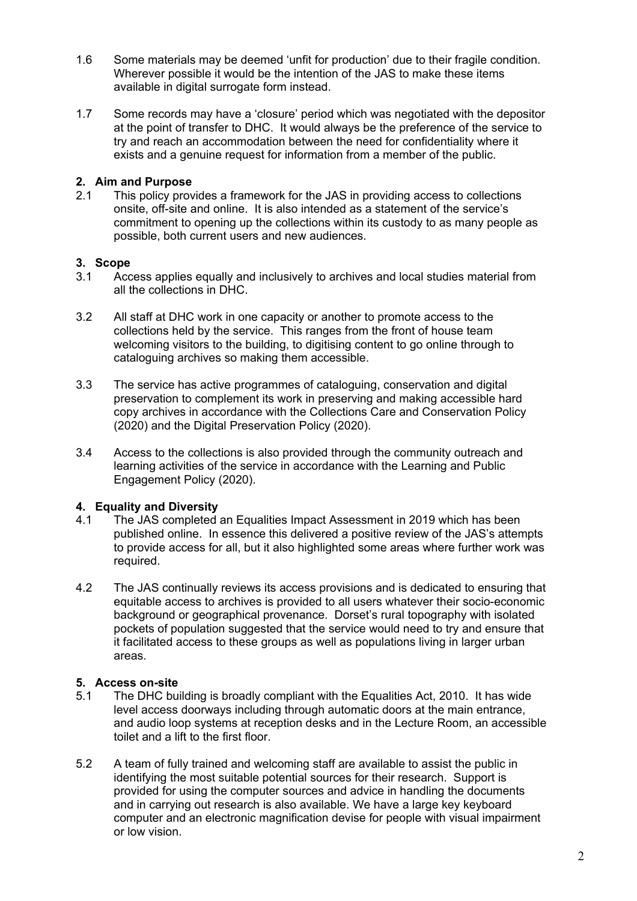1.6 Some materials may be deemed 'unfit for production' due to their fragile condition. Wherever possible it would be the intention of the JAS to make these items available in digital surrogate form instead.

1.7 Some records may have a 'closure' period which was negotiated with the depositor at the point of transfer to DHC. It would always be the preference of the service to try and reach an accommodation between the need for confidentiality where it exists and a genuine request for information from a member of the public.

## 2. Aim and Purpose

2.1 This policy provides a framework for the JAS in providing access to collections onsite, off-site and online. It is also intended as a statement of the service's commitment to opening up the collections within its custody to as many people as possible, both current users and new audiences.

## 3. Scope

3.1 Access applies equally and inclusively to archives and local studies material from all the collections in DHC.

3.2 All staff at DHC work in one capacity or another to promote access to the collections held by the service. This ranges from the front of house team welcoming visitors to the building, to digitising content to go online through to cataloguing archives so making them accessible.

3.3 The service has active programmes of cataloguing, conservation and digital preservation to complement its work in preserving and making accessible hard copy archives in accordance with the Collections Care and Conservation Policy (2020) and the Digital Preservation Policy (2020).

3.4 Access to the collections is also provided through the community outreach and learning activities of the service in accordance with the Learning and Public Engagement Policy (2020).

## 4. Equality and Diversity

4.1 The JAS completed an Equalities Impact Assessment in 2019 which has been published online. In essence this delivered a positive review of the JAS's attempts to provide access for all, but it also highlighted some areas where further work was required.

4.2 The JAS continually reviews its access provisions and is dedicated to ensuring that equitable access to archives is provided to all users whatever their socio-economic background or geographical provenance. Dorset's rural topography with isolated pockets of population suggested that the service would need to try and ensure that it facilitated access to these groups as well as populations living in larger urban areas.

## 5. Access on-site

5.1 The DHC building is broadly compliant with the Equalities Act, 2010. It has wide level access doorways including through automatic doors at the main entrance, and audio loop systems at reception desks and in the Lecture Room, an accessible toilet and a lift to the first floor.

5.2 A team of fully trained and welcoming staff are available to assist the public in identifying the most suitable potential sources for their research. Support is provided for using the computer sources and advice in handling the documents and in carrying out research is also available. We have a large key keyboard computer and an electronic magnification devise for people with visual impairment or low vision.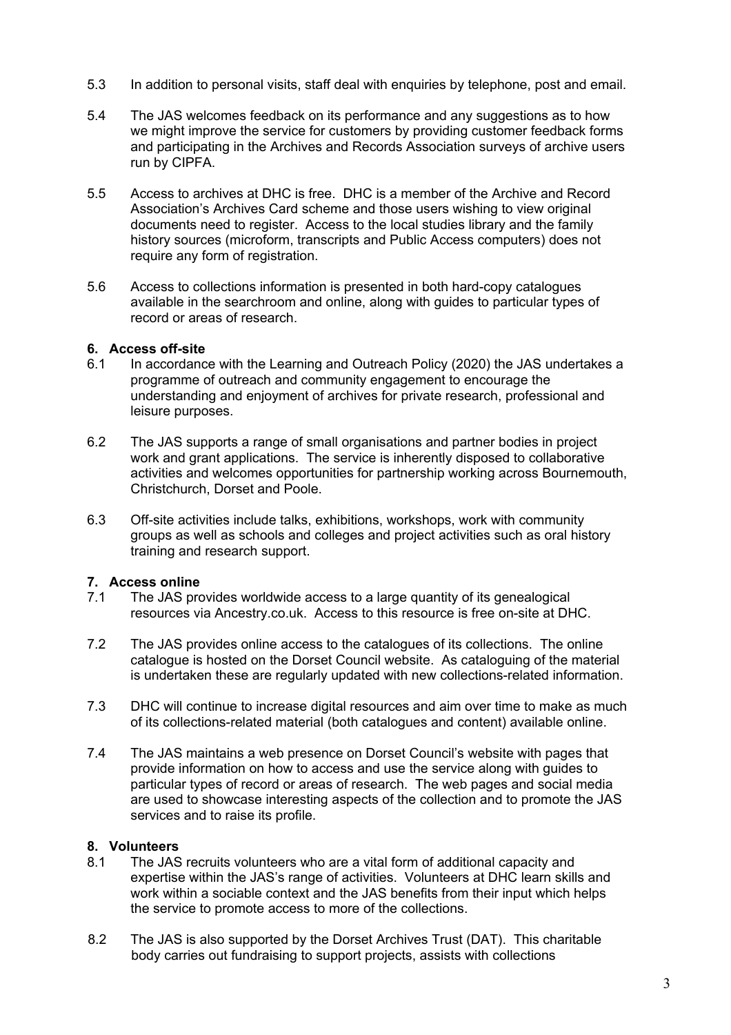5.3 In addition to personal visits, staff deal with enquiries by telephone, post and email.

5.4 The JAS welcomes feedback on its performance and any suggestions as to how we might improve the service for customers by providing customer feedback forms and participating in the Archives and Records Association surveys of archive users run by CIPFA.

5.5 Access to archives at DHC is free. DHC is a member of the Archive and Record Association's Archives Card scheme and those users wishing to view original documents need to register. Access to the local studies library and the family history sources (microform, transcripts and Public Access computers) does not require any form of registration.

5.6 Access to collections information is presented in both hard-copy catalogues available in the searchroom and online, along with guides to particular types of record or areas of research.

**6. Access off-site**

6.1 In accordance with the Learning and Outreach Policy (2020) the JAS undertakes a programme of outreach and community engagement to encourage the understanding and enjoyment of archives for private research, professional and leisure purposes.

6.2 The JAS supports a range of small organisations and partner bodies in project work and grant applications. The service is inherently disposed to collaborative activities and welcomes opportunities for partnership working across Bournemouth, Christchurch, Dorset and Poole.

6.3 Off-site activities include talks, exhibitions, workshops, work with community groups as well as schools and colleges and project activities such as oral history training and research support.

**7. Access online**

7.1 The JAS provides worldwide access to a large quantity of its genealogical resources via Ancestry.co.uk. Access to this resource is free on-site at DHC.

7.2 The JAS provides online access to the catalogues of its collections. The online catalogue is hosted on the Dorset Council website. As cataloguing of the material is undertaken these are regularly updated with new collections-related information.

7.3 DHC will continue to increase digital resources and aim over time to make as much of its collections-related material (both catalogues and content) available online.

7.4 The JAS maintains a web presence on Dorset Council's website with pages that provide information on how to access and use the service along with guides to particular types of record or areas of research. The web pages and social media are used to showcase interesting aspects of the collection and to promote the JAS services and to raise its profile.

**8. Volunteers**

8.1 The JAS recruits volunteers who are a vital form of additional capacity and expertise within the JAS's range of activities. Volunteers at DHC learn skills and work within a sociable context and the JAS benefits from their input which helps the service to promote access to more of the collections.

8.2 The JAS is also supported by the Dorset Archives Trust (DAT). This charitable body carries out fundraising to support projects, assists with collections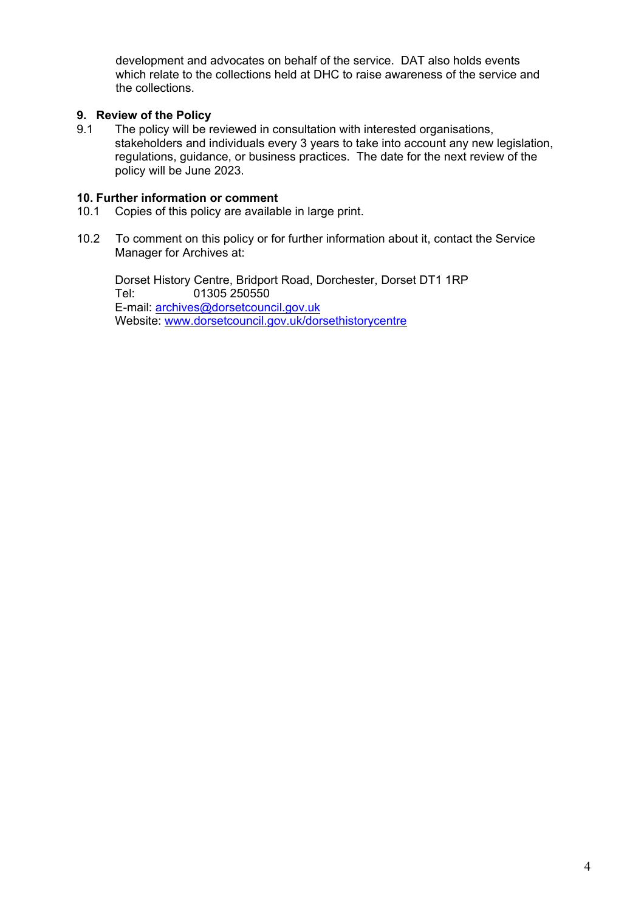development and advocates on behalf of the service. DAT also holds events which relate to the collections held at DHC to raise awareness of the service and the collections.

## 9. Review of the Policy

9.1 The policy will be reviewed in consultation with interested organisations, stakeholders and individuals every 3 years to take into account any new legislation, regulations, guidance, or business practices. The date for the next review of the policy will be June 2023.

## 10. Further information or comment

10.1 Copies of this policy are available in large print.

10.2 To comment on this policy or for further information about it, contact the Service Manager for Archives at:

Dorset History Centre, Bridport Road, Dorchester, Dorset DT1 1RP
Tel: 01305 250550
E-mail: [archives@dorsetcouncil.gov.uk](mailto:archives@dorsetcouncil.gov.uk)
Website: [www.dorsetcouncil.gov.uk/dorsethistorycentre](http://www.dorsetcouncil.gov.uk/dorsethistorycentre)